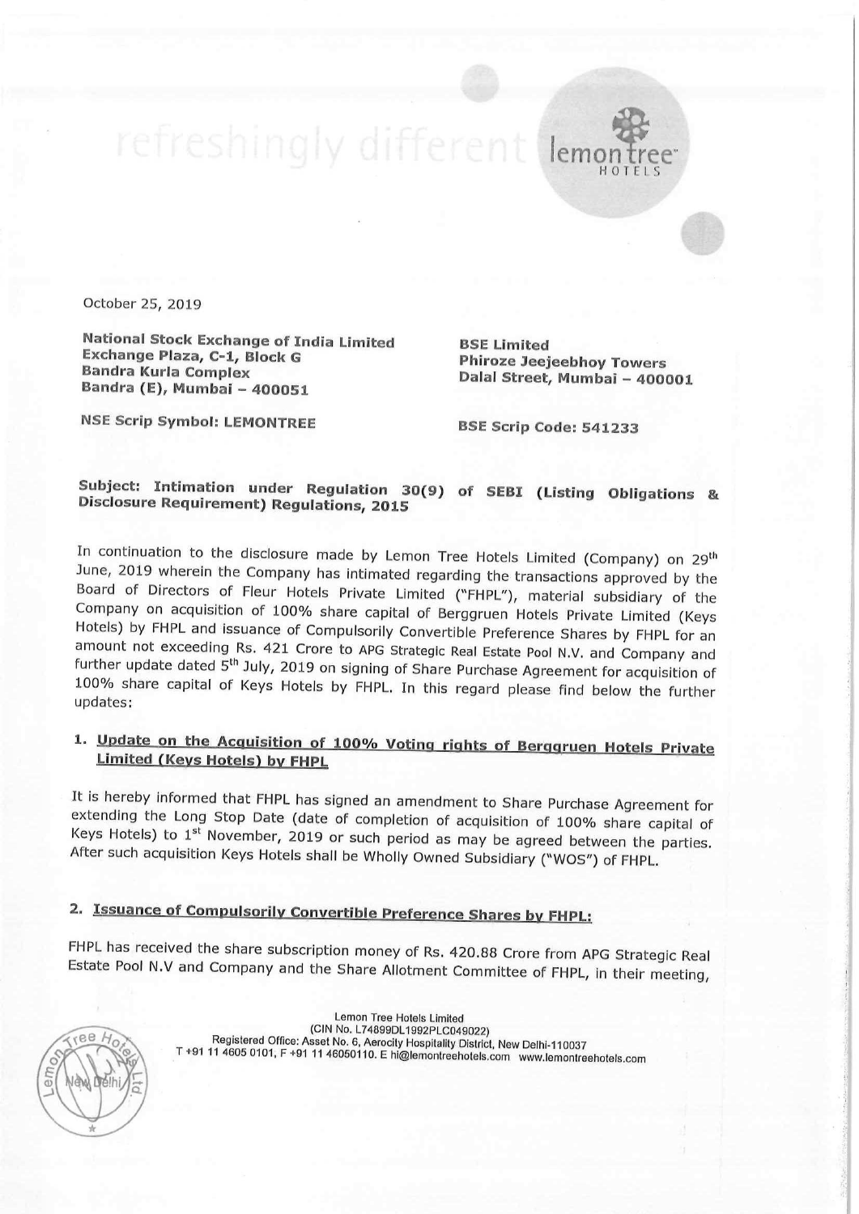October 25, 2019

**National Stock Exchange of India Limited**
**Exchange Plaza, C-1, Block G**
**Bandra Kurla Complex**
**Bandra (E), Mumbai – 400051**

**NSE Scrip Symbol: LEMONTREE**

**BSE Limited**
**Phiroze Jeejeebhoy Towers**
**Dalal Street, Mumbai – 400001**

**BSE Scrip Code: 541233**

**Subject: Intimation under Regulation 30(9) of SEBI (Listing Obligations & Disclosure Requirement) Regulations, 2015**

In continuation to the disclosure made by Lemon Tree Hotels Limited (Company) on 29th June, 2019 wherein the Company has intimated regarding the transactions approved by the Board of Directors of Fleur Hotels Private Limited ("FHPL"), material subsidiary of the Company on acquisition of 100% share capital of Berggruen Hotels Private Limited (Keys Hotels) by FHPL and issuance of Compulsorily Convertible Preference Shares by FHPL for an amount not exceeding Rs. 421 Crore to APG Strategic Real Estate Pool N.V. and Company and further update dated 5th July, 2019 on signing of Share Purchase Agreement for acquisition of 100% share capital of Keys Hotels by FHPL. In this regard please find below the further updates:

1. **Update on the Acquisition of 100% Voting rights of Berggruen Hotels Private Limited (Keys Hotels) by FHPL**

It is hereby informed that FHPL has signed an amendment to Share Purchase Agreement for extending the Long Stop Date (date of completion of acquisition of 100% share capital of Keys Hotels) to 1st November, 2019 or such period as may be agreed between the parties. After such acquisition Keys Hotels shall be Wholly Owned Subsidiary ("WOS") of FHPL.

2. **Issuance of Compulsorily Convertible Preference Shares by FHPL:**

FHPL has received the share subscription money of Rs. 420.88 Crore from APG Strategic Real Estate Pool N.V and Company and the Share Allotment Committee of FHPL, in their meeting,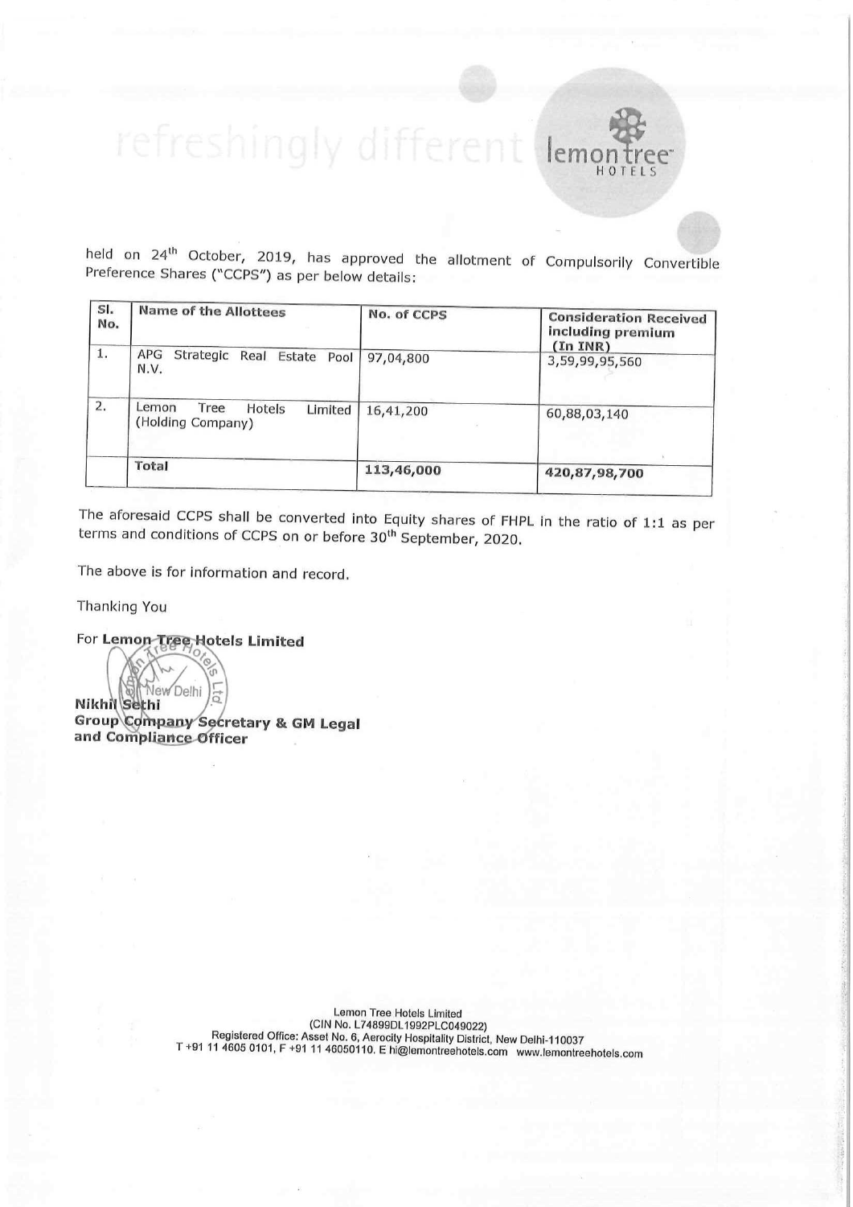held on 24th October, 2019, has approved the allotment of Compulsorily Convertible Preference Shares ("CCPS") as per below details:

| Sl. No. | Name of the Allottees | No. of CCPS | Consideration Received including premium (In INR) |
|---|---|---|---|
| 1. | APG Strategic Real Estate Pool N.V. | 97,04,800 | 3,59,99,95,560 |
| 2. | Lemon Tree Hotels Limited (Holding Company) | 16,41,200 | 60,88,03,140 |
| | **Total** | **113,46,000** | **420,87,98,700** |

The aforesaid CCPS shall be converted into Equity shares of FHPL in the ratio of 1:1 as per terms and conditions of CCPS on or before 30th September, 2020.

The above is for information and record.

Thanking You

For **Lemon Tree Hotels Limited**

**Nikhil Sethi**
**Group Company Secretary & GM Legal and Compliance Officer**

Lemon Tree Hotels Limited
(CIN No. L74899DL1992PLC049022)
Registered Office: Asset No. 6, Aerocity Hospitality District, New Delhi-110037
T +91 11 4605 0101, F +91 11 46050110. E hi@lemontreehotels.com www.lemontreehotels.com